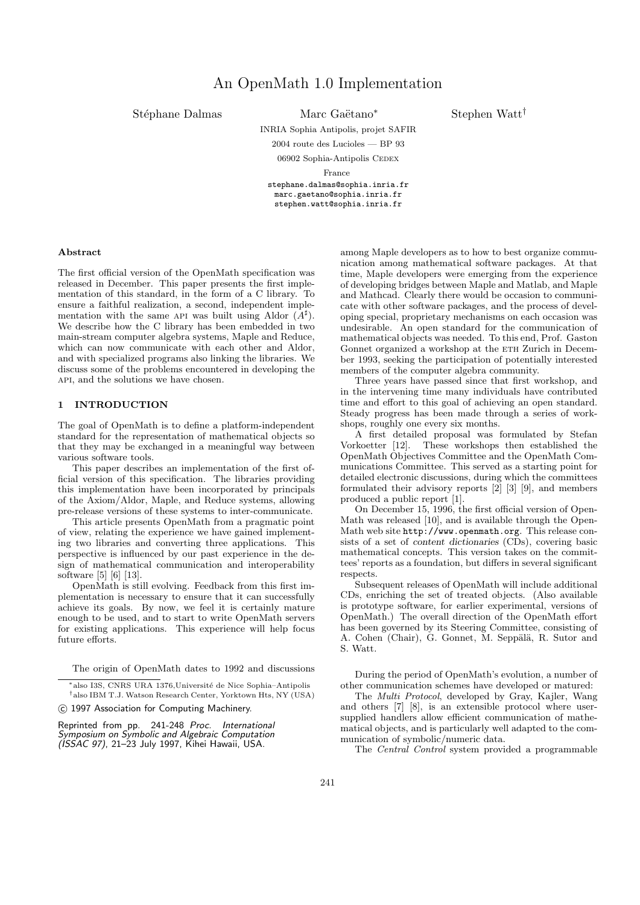# An OpenMath 1.0 Implementation

Stéphane Dalmas    Marc Gaëtano*    Stephen Watt†

INRIA Sophia Antipolis, projet SAFIR
2004 route des Lucioles — BP 93
06902 Sophia-Antipolis CEDEX
France

stephane.dalmas@sophia.inria.fr
marc.gaetano@sophia.inria.fr
stephen.watt@sophia.inria.fr

### Abstract

The first official version of the OpenMath specification was released in December. This paper presents the first implementation of this standard, in the form of a C library. To ensure a faithful realization, a second, independent implementation with the same API was built using Aldor ($A^\sharp$). We describe how the C library has been embedded in two main-stream computer algebra systems, Maple and Reduce, which can now communicate with each other and Aldor, and with specialized programs also linking the libraries. We discuss some of the problems encountered in developing the API, and the solutions we have chosen.

## 1 INTRODUCTION

The goal of OpenMath is to define a platform-independent standard for the representation of mathematical objects so that they may be exchanged in a meaningful way between various software tools.

This paper describes an implementation of the first official version of this specification. The libraries providing this implementation have been incorporated by principals of the Axiom/Aldor, Maple, and Reduce systems, allowing pre-release versions of these systems to inter-communicate.

This article presents OpenMath from a pragmatic point of view, relating the experience we have gained implementing two libraries and converting three applications. This perspective is influenced by our past experience in the design of mathematical communication and interoperability software [5] [6] [13].

OpenMath is still evolving. Feedback from this first implementation is necessary to ensure that it can successfully achieve its goals. By now, we feel it is certainly mature enough to be used, and to start to write OpenMath servers for existing applications. This experience will help focus future efforts.

The origin of OpenMath dates to 1992 and discussions among Maple developers as to how to best organize communication among mathematical software packages. At that time, Maple developers were emerging from the experience of developing bridges between Maple and Matlab, and Maple and Mathcad. Clearly there would be occasion to communicate with other software packages, and the process of developing special, proprietary mechanisms on each occasion was undesirable. An open standard for the communication of mathematical objects was needed. To this end, Prof. Gaston Gonnet organized a workshop at the ETH Zurich in December 1993, seeking the participation of potentially interested members of the computer algebra community.

Three years have passed since that first workshop, and in the intervening time many individuals have contributed time and effort to this goal of achieving an open standard. Steady progress has been made through a series of workshops, roughly one every six months.

A first detailed proposal was formulated by Stefan Vorkoetter [12]. These workshops then established the OpenMath Objectives Committee and the OpenMath Communications Committee. This served as a starting point for detailed electronic discussions, during which the committees formulated their advisory reports [2] [3] [9], and members produced a public report [1].

On December 15, 1996, the first official version of OpenMath was released [10], and is available through the OpenMath web site http://www.openmath.org. This release consists of a set of *content dictionaries* (CDs), covering basic mathematical concepts. This version takes on the committees' reports as a foundation, but differs in several significant respects.

Subsequent releases of OpenMath will include additional CDs, enriching the set of treated objects. (Also available is prototype software, for earlier experimental, versions of OpenMath.) The overall direction of the OpenMath effort has been governed by its Steering Committee, consisting of A. Cohen (Chair), G. Gonnet, M. Seppälä, R. Sutor and S. Watt.

During the period of OpenMath's evolution, a number of other communication schemes have developed or matured:

The *Multi Protocol*, developed by Gray, Kajler, Wang and others [7] [8], is an extensible protocol where user-supplied handlers allow efficient communication of mathematical objects, and is particularly well adapted to the communication of symbolic/numeric data.

The *Central Control* system provided a programmable

---

*also I3S, CNRS URA 1376,Université de Nice Sophia–Antipolis
†also IBM T.J. Watson Research Center, Yorktown Hts, NY (USA)

© 1997 Association for Computing Machinery.

Reprinted from pp. 241-248 *Proc. International Symposium on Symbolic and Algebraic Computation (ISSAC 97)*, 21–23 July 1997, Kihei Hawaii, USA.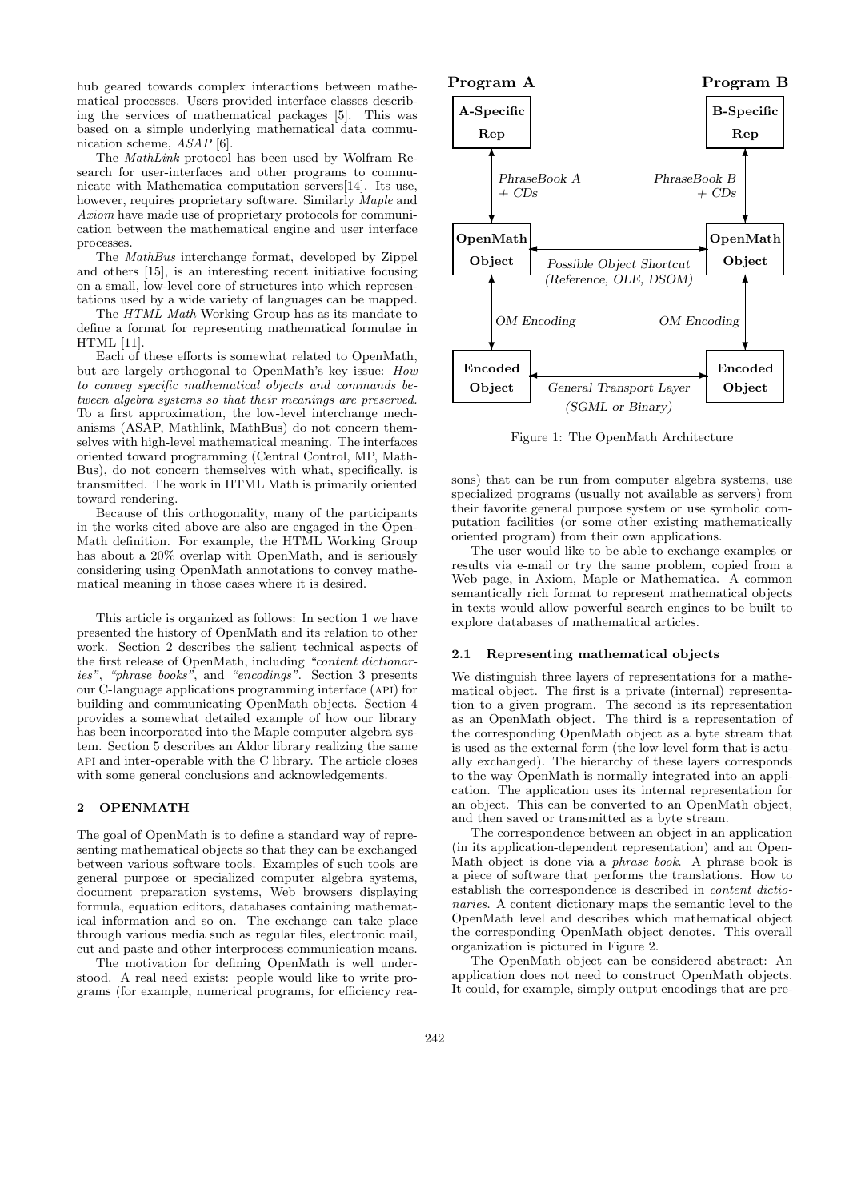hub geared towards complex interactions between mathematical processes. Users provided interface classes describing the services of mathematical packages [5]. This was based on a simple underlying mathematical data communication scheme, *ASAP* [6].

The *MathLink* protocol has been used by Wolfram Research for user-interfaces and other programs to communicate with Mathematica computation servers[14]. Its use, however, requires proprietary software. Similarly *Maple* and *Axiom* have made use of proprietary protocols for communication between the mathematical engine and user interface processes.

The *MathBus* interchange format, developed by Zippel and others [15], is an interesting recent initiative focusing on a small, low-level core of structures into which representations used by a wide variety of languages can be mapped.

The *HTML Math* Working Group has as its mandate to define a format for representing mathematical formulae in HTML [11].

Each of these efforts is somewhat related to OpenMath, but are largely orthogonal to OpenMath's key issue: *How to convey specific mathematical objects and commands between algebra systems so that their meanings are preserved.* To a first approximation, the low-level interchange mechanisms (ASAP, Mathlink, MathBus) do not concern themselves with high-level mathematical meaning. The interfaces oriented toward programming (Central Control, MP, MathBus), do not concern themselves with what, specifically, is transmitted. The work in HTML Math is primarily oriented toward rendering.

Because of this orthogonality, many of the participants in the works cited above are also are engaged in the OpenMath definition. For example, the HTML Working Group has about a 20% overlap with OpenMath, and is seriously considering using OpenMath annotations to convey mathematical meaning in those cases where it is desired.

This article is organized as follows: In section 1 we have presented the history of OpenMath and its relation to other work. Section 2 describes the salient technical aspects of the first release of OpenMath, including *"content dictionaries"*, *"phrase books"*, and *"encodings"*. Section 3 presents our C-language applications programming interface (API) for building and communicating OpenMath objects. Section 4 provides a somewhat detailed example of how our library has been incorporated into the Maple computer algebra system. Section 5 describes an Aldor library realizing the same API and inter-operable with the C library. The article closes with some general conclusions and acknowledgements.

## 2 OPENMATH

The goal of OpenMath is to define a standard way of representing mathematical objects so that they can be exchanged between various software tools. Examples of such tools are general purpose or specialized computer algebra systems, document preparation systems, Web browsers displaying formula, equation editors, databases containing mathematical information and so on. The exchange can take place through various media such as regular files, electronic mail, cut and paste and other interprocess communication means.

The motivation for defining OpenMath is well understood. A real need exists: people would like to write programs (for example, numerical programs, for efficiency reasons) that can be run from computer algebra systems, use specialized programs (usually not available as servers) from their favorite general purpose system or use symbolic computation facilities (or some other existing mathematically oriented program) from their own applications.

The user would like to be able to exchange examples or results via e-mail or try the same problem, copied from a Web page, in Axiom, Maple or Mathematica. A common semantically rich format to represent mathematical objects in texts would allow powerful search engines to be built to explore databases of mathematical articles.

```
Program A                                              Program B
+------------+                                     +------------+
| A-Specific |                                     | B-Specific |
|    Rep     |                                     |    Rep     |
+------------+                                     +------------+
      ^                                                  ^
      |  PhraseBook A                      PhraseBook B  |
      |  + CDs                                    + CDs  |
      v                                                  v
+------------+                                     +------------+
|  OpenMath  |<----------------------------------->|  OpenMath  |
|   Object   |      Possible Object Shortcut       |   Object   |
+------------+      (Reference, OLE, DSOM)         +------------+
      ^                                                  ^
      |  OM Encoding                       OM Encoding   |
      v                                                  v
+------------+                                     +------------+
|  Encoded   |<----------------------------------->|  Encoded   |
|   Object   |       General Transport Layer       |   Object   |
+------------+          (SGML or Binary)           +------------+
```

Figure 1: The OpenMath Architecture

### 2.1 Representing mathematical objects

We distinguish three layers of representations for a mathematical object. The first is a private (internal) representation to a given program. The second is its representation as an OpenMath object. The third is a representation of the corresponding OpenMath object as a byte stream that is used as the external form (the low-level form that is actually exchanged). The hierarchy of these layers corresponds to the way OpenMath is normally integrated into an application. The application uses its internal representation for an object. This can be converted to an OpenMath object, and then saved or transmitted as a byte stream.

The correspondence between an object in an application (in its application-dependent representation) and an OpenMath object is done via a *phrase book*. A phrase book is a piece of software that performs the translations. How to establish the correspondence is described in *content dictionaries*. A content dictionary maps the semantic level to the OpenMath level and describes which mathematical object the corresponding OpenMath object denotes. This overall organization is pictured in Figure 2.

The OpenMath object can be considered abstract: An application does not need to construct OpenMath objects. It could, for example, simply output encodings that are pre-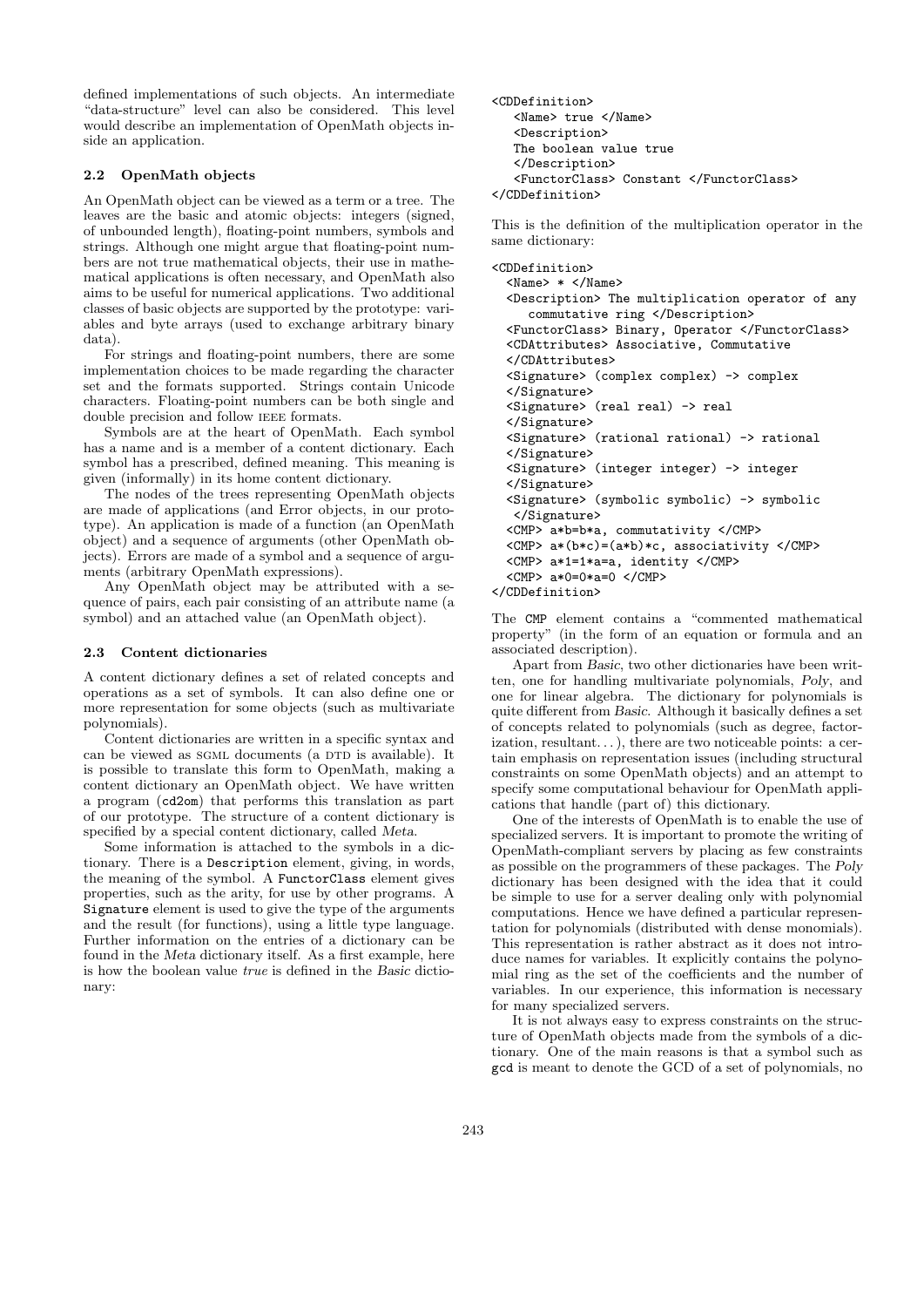defined implementations of such objects. An intermediate "data-structure" level can also be considered. This level would describe an implementation of OpenMath objects inside an application.

### 2.2 OpenMath objects

An OpenMath object can be viewed as a term or a tree. The leaves are the basic and atomic objects: integers (signed, of unbounded length), floating-point numbers, symbols and strings. Although one might argue that floating-point numbers are not true mathematical objects, their use in mathematical applications is often necessary, and OpenMath also aims to be useful for numerical applications. Two additional classes of basic objects are supported by the prototype: variables and byte arrays (used to exchange arbitrary binary data).

For strings and floating-point numbers, there are some implementation choices to be made regarding the character set and the formats supported. Strings contain Unicode characters. Floating-point numbers can be both single and double precision and follow IEEE formats.

Symbols are at the heart of OpenMath. Each symbol has a name and is a member of a content dictionary. Each symbol has a prescribed, defined meaning. This meaning is given (informally) in its home content dictionary.

The nodes of the trees representing OpenMath objects are made of applications (and Error objects, in our prototype). An application is made of a function (an OpenMath object) and a sequence of arguments (other OpenMath objects). Errors are made of a symbol and a sequence of arguments (arbitrary OpenMath expressions).

Any OpenMath object may be attributed with a sequence of pairs, each pair consisting of an attribute name (a symbol) and an attached value (an OpenMath object).

### 2.3 Content dictionaries

A content dictionary defines a set of related concepts and operations as a set of symbols. It can also define one or more representation for some objects (such as multivariate polynomials).

Content dictionaries are written in a specific syntax and can be viewed as SGML documents (a DTD is available). It is possible to translate this form to OpenMath, making a content dictionary an OpenMath object. We have written a program (`cd2om`) that performs this translation as part of our prototype. The structure of a content dictionary is specified by a special content dictionary, called *Meta*.

Some information is attached to the symbols in a dictionary. There is a `Description` element, giving, in words, the meaning of the symbol. A `FunctorClass` element gives properties, such as the arity, for use by other programs. A `Signature` element is used to give the type of the arguments and the result (for functions), using a little type language. Further information on the entries of a dictionary can be found in the *Meta* dictionary itself. As a first example, here is how the boolean value *true* is defined in the *Basic* dictionary:

```
<CDDefinition>
   <Name> true </Name>
   <Description>
   The boolean value true
   </Description>
   <FunctorClass> Constant </FunctorClass>
</CDDefinition>
```

This is the definition of the multiplication operator in the same dictionary:

```
<CDDefinition>
  <Name> * </Name>
  <Description> The multiplication operator of any
     commutative ring </Description>
  <FunctorClass> Binary, Operator </FunctorClass>
  <CDAttributes> Associative, Commutative
  </CDAttributes>
  <Signature> (complex complex) -> complex
  </Signature>
  <Signature> (real real) -> real
  </Signature>
  <Signature> (rational rational) -> rational
  </Signature>
  <Signature> (integer integer) -> integer
  </Signature>
  <Signature> (symbolic symbolic) -> symbolic
   </Signature>
  <CMP> a*b=b*a, commutativity </CMP>
  <CMP> a*(b*c)=(a*b)*c, associativity </CMP>
  <CMP> a*1=1*a=a, identity </CMP>
  <CMP> a*0=0*a=0 </CMP>
</CDDefinition>
```

The `CMP` element contains a "commented mathematical property" (in the form of an equation or formula and an associated description).

Apart from *Basic*, two other dictionaries have been written, one for handling multivariate polynomials, *Poly*, and one for linear algebra. The dictionary for polynomials is quite different from *Basic*. Although it basically defines a set of concepts related to polynomials (such as degree, factorization, resultant...), there are two noticeable points: a certain emphasis on representation issues (including structural constraints on some OpenMath objects) and an attempt to specify some computational behaviour for OpenMath applications that handle (part of) this dictionary.

One of the interests of OpenMath is to enable the use of specialized servers. It is important to promote the writing of OpenMath-compliant servers by placing as few constraints as possible on the programmers of these packages. The *Poly* dictionary has been designed with the idea that it could be simple to use for a server dealing only with polynomial computations. Hence we have defined a particular representation for polynomials (distributed with dense monomials). This representation is rather abstract as it does not introduce names for variables. It explicitly contains the polynomial ring as the set of the coefficients and the number of variables. In our experience, this information is necessary for many specialized servers.

It is not always easy to express constraints on the structure of OpenMath objects made from the symbols of a dictionary. One of the main reasons is that a symbol such as `gcd` is meant to denote the GCD of a set of polynomials, no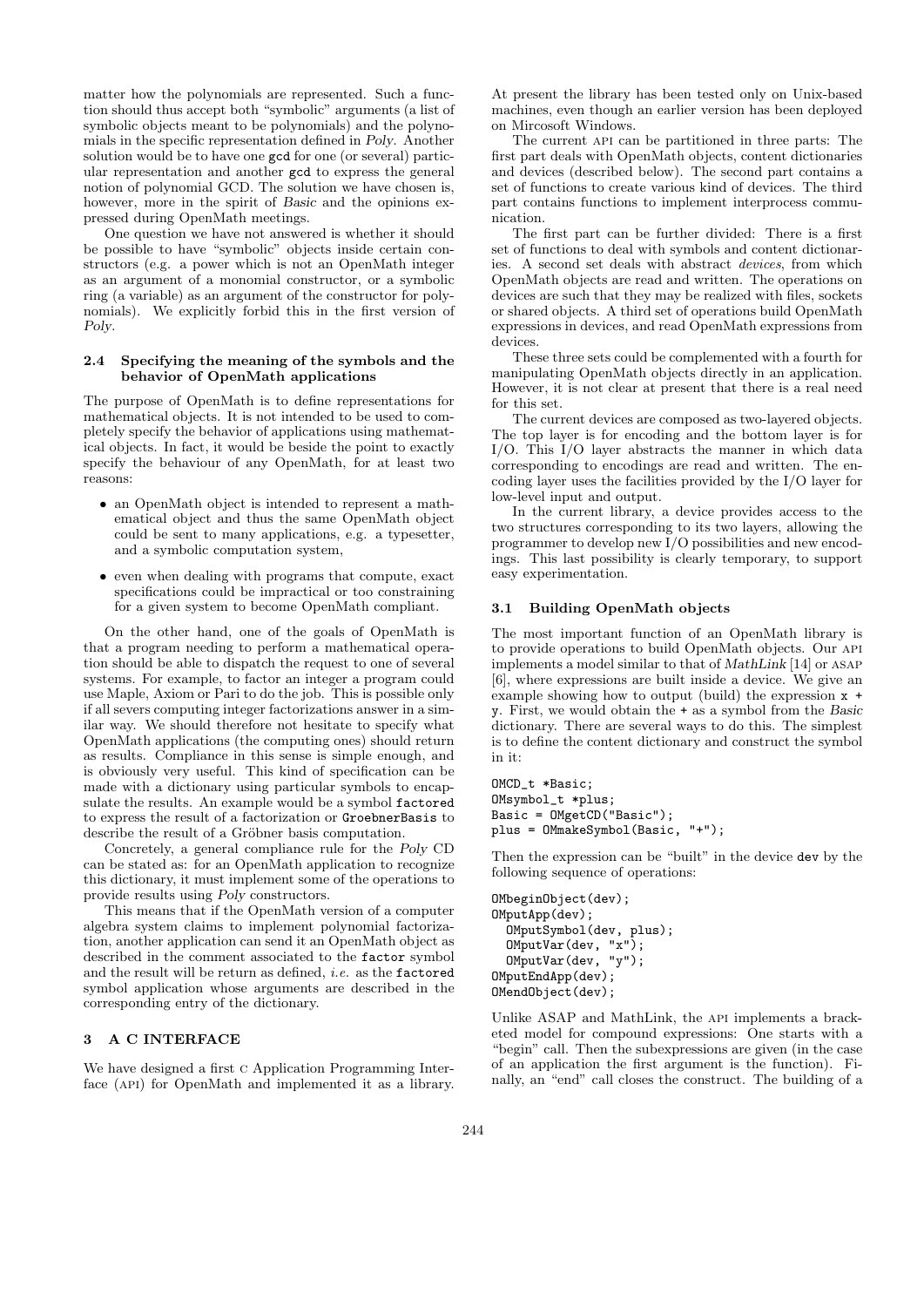matter how the polynomials are represented. Such a function should thus accept both "symbolic" arguments (a list of symbolic objects meant to be polynomials) and the polynomials in the specific representation defined in *Poly*. Another solution would be to have one gcd for one (or several) particular representation and another gcd to express the general notion of polynomial GCD. The solution we have chosen is, however, more in the spirit of *Basic* and the opinions expressed during OpenMath meetings.

One question we have not answered is whether it should be possible to have "symbolic" objects inside certain constructors (e.g. a power which is not an OpenMath integer as an argument of a monomial constructor, or a symbolic ring (a variable) as an argument of the constructor for polynomials). We explicitly forbid this in the first version of *Poly*.

### 2.4 Specifying the meaning of the symbols and the behavior of OpenMath applications

The purpose of OpenMath is to define representations for mathematical objects. It is not intended to be used to completely specify the behavior of applications using mathematical objects. In fact, it would be beside the point to exactly specify the behaviour of any OpenMath, for at least two reasons:

- an OpenMath object is intended to represent a mathematical object and thus the same OpenMath object could be sent to many applications, e.g. a typesetter, and a symbolic computation system,
- even when dealing with programs that compute, exact specifications could be impractical or too constraining for a given system to become OpenMath compliant.

On the other hand, one of the goals of OpenMath is that a program needing to perform a mathematical operation should be able to dispatch the request to one of several systems. For example, to factor an integer a program could use Maple, Axiom or Pari to do the job. This is possible only if all severs computing integer factorizations answer in a similar way. We should therefore not hesitate to specify what OpenMath applications (the computing ones) should return as results. Compliance in this sense is simple enough, and is obviously very useful. This kind of specification can be made with a dictionary using particular symbols to encapsulate the results. An example would be a symbol factored to express the result of a factorization or GroebnerBasis to describe the result of a Gröbner basis computation.

Concretely, a general compliance rule for the *Poly* CD can be stated as: for an OpenMath application to recognize this dictionary, it must implement some of the operations to provide results using *Poly* constructors.

This means that if the OpenMath version of a computer algebra system claims to implement polynomial factorization, another application can send it an OpenMath object as described in the comment associated to the factor symbol and the result will be return as defined, *i.e.* as the factored symbol application whose arguments are described in the corresponding entry of the dictionary.

## 3 A C INTERFACE

We have designed a first C Application Programming Interface (API) for OpenMath and implemented it as a library. At present the library has been tested only on Unix-based machines, even though an earlier version has been deployed on Mircosoft Windows.

The current API can be partitioned in three parts: The first part deals with OpenMath objects, content dictionaries and devices (described below). The second part contains a set of functions to create various kind of devices. The third part contains functions to implement interprocess communication.

The first part can be further divided: There is a first set of functions to deal with symbols and content dictionaries. A second set deals with abstract *devices*, from which OpenMath objects are read and written. The operations on devices are such that they may be realized with files, sockets or shared objects. A third set of operations build OpenMath expressions in devices, and read OpenMath expressions from devices.

These three sets could be complemented with a fourth for manipulating OpenMath objects directly in an application. However, it is not clear at present that there is a real need for this set.

The current devices are composed as two-layered objects. The top layer is for encoding and the bottom layer is for I/O. This I/O layer abstracts the manner in which data corresponding to encodings are read and written. The encoding layer uses the facilities provided by the I/O layer for low-level input and output.

In the current library, a device provides access to the two structures corresponding to its two layers, allowing the programmer to develop new I/O possibilities and new encodings. This last possibility is clearly temporary, to support easy experimentation.

### 3.1 Building OpenMath objects

The most important function of an OpenMath library is to provide operations to build OpenMath objects. Our API implements a model similar to that of *MathLink* [14] or ASAP [6], where expressions are built inside a device. We give an example showing how to output (build) the expression x + y. First, we would obtain the + as a symbol from the *Basic* dictionary. There are several ways to do this. The simplest is to define the content dictionary and construct the symbol in it:

```
OMCD_t *Basic;
OMsymbol_t *plus;
Basic = OMgetCD("Basic");
plus = OMmakeSymbol(Basic, "+");
```

Then the expression can be "built" in the device dev by the following sequence of operations:

```
OMbeginObject(dev);
OMputApp(dev);
  OMputSymbol(dev, plus);
  OMputVar(dev, "x");
  OMputVar(dev, "y");
OMputEndApp(dev);
OMendObject(dev);
```

Unlike ASAP and MathLink, the API implements a bracketed model for compound expressions: One starts with a "begin" call. Then the subexpressions are given (in the case of an application the first argument is the function). Finally, an "end" call closes the construct. The building of a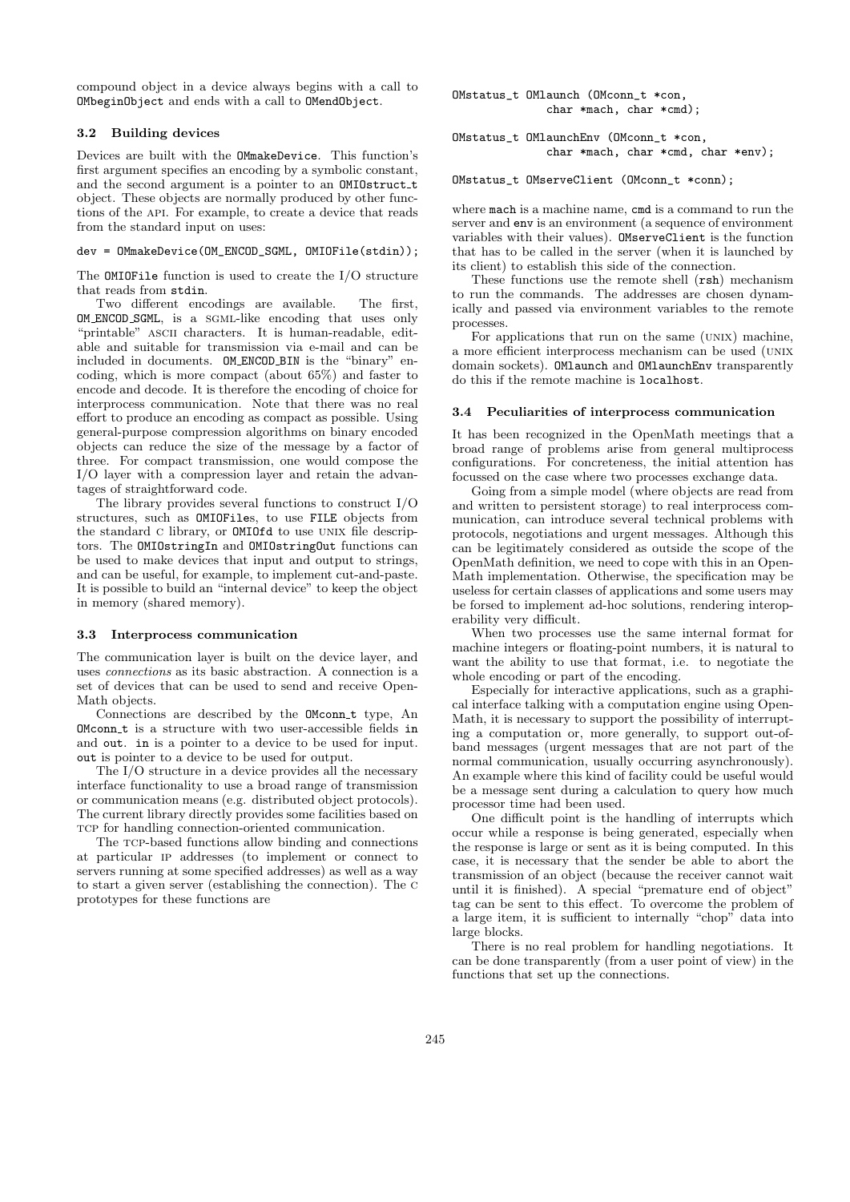compound object in a device always begins with a call to `OMbeginObject` and ends with a call to `OMendObject`.

### 3.2 Building devices

Devices are built with the `OMmakeDevice`. This function's first argument specifies an encoding by a symbolic constant, and the second argument is a pointer to an `OMIOstruct_t` object. These objects are normally produced by other functions of the API. For example, to create a device that reads from the standard input on uses:

```
dev = OMmakeDevice(OM_ENCOD_SGML, OMIOFile(stdin));
```

The `OMIOFile` function is used to create the I/O structure that reads from `stdin`.

Two different encodings are available. The first, `OM_ENCOD_SGML`, is a SGML-like encoding that uses only "printable" ASCII characters. It is human-readable, editable and suitable for transmission via e-mail and can be included in documents. `OM_ENCOD_BIN` is the "binary" encoding, which is more compact (about 65%) and faster to encode and decode. It is therefore the encoding of choice for interprocess communication. Note that there was no real effort to produce an encoding as compact as possible. Using general-purpose compression algorithms on binary encoded objects can reduce the size of the message by a factor of three. For compact transmission, one would compose the I/O layer with a compression layer and retain the advantages of straightforward code.

The library provides several functions to construct I/O structures, such as `OMIOFiles`, to use `FILE` objects from the standard C library, or `OMIOfd` to use UNIX file descriptors. The `OMIOstringIn` and `OMIOstringOut` functions can be used to make devices that input and output to strings, and can be useful, for example, to implement cut-and-paste. It is possible to build an "internal device" to keep the object in memory (shared memory).

### 3.3 Interprocess communication

The communication layer is built on the device layer, and uses *connections* as its basic abstraction. A connection is a set of devices that can be used to send and receive OpenMath objects.

Connections are described by the `OMconn_t` type, An `OMconn_t` is a structure with two user-accessible fields `in` and `out`. `in` is a pointer to a device to be used for input. `out` is pointer to a device to be used for output.

The I/O structure in a device provides all the necessary interface functionality to use a broad range of transmission or communication means (e.g. distributed object protocols). The current library directly provides some facilities based on TCP for handling connection-oriented communication.

The TCP-based functions allow binding and connections at particular IP addresses (to implement or connect to servers running at some specified addresses) as well as a way to start a given server (establishing the connection). The C prototypes for these functions are

```
OMstatus_t OMlaunch (OMconn_t *con,
              char *mach, char *cmd);

OMstatus_t OMlaunchEnv (OMconn_t *con,
              char *mach, char *cmd, char *env);

OMstatus_t OMserveClient (OMconn_t *conn);
```

where `mach` is a machine name, `cmd` is a command to run the server and `env` is an environment (a sequence of environment variables with their values). `OMserveClient` is the function that has to be called in the server (when it is launched by its client) to establish this side of the connection.

These functions use the remote shell (`rsh`) mechanism to run the commands. The addresses are chosen dynamically and passed via environment variables to the remote processes.

For applications that run on the same (UNIX) machine, a more efficient interprocess mechanism can be used (UNIX domain sockets). `OMlaunch` and `OMlaunchEnv` transparently do this if the remote machine is `localhost`.

### 3.4 Peculiarities of interprocess communication

It has been recognized in the OpenMath meetings that a broad range of problems arise from general multiprocess configurations. For concreteness, the initial attention has focussed on the case where two processes exchange data.

Going from a simple model (where objects are read from and written to persistent storage) to real interprocess communication, can introduce several technical problems with protocols, negotiations and urgent messages. Although this can be legitimately considered as outside the scope of the OpenMath definition, we need to cope with this in an OpenMath implementation. Otherwise, the specification may be useless for certain classes of applications and some users may be forsed to implement ad-hoc solutions, rendering interoperability very difficult.

When two processes use the same internal format for machine integers or floating-point numbers, it is natural to want the ability to use that format, i.e. to negotiate the whole encoding or part of the encoding.

Especially for interactive applications, such as a graphical interface talking with a computation engine using OpenMath, it is necessary to support the possibility of interrupting a computation or, more generally, to support out-of-band messages (urgent messages that are not part of the normal communication, usually occurring asynchronously). An example where this kind of facility could be useful would be a message sent during a calculation to query how much processor time had been used.

One difficult point is the handling of interrupts which occur while a response is being generated, especially when the response is large or sent as it is being computed. In this case, it is necessary that the sender be able to abort the transmission of an object (because the receiver cannot wait until it is finished). A special "premature end of object" tag can be sent to this effect. To overcome the problem of a large item, it is sufficient to internally "chop" data into large blocks.

There is no real problem for handling negotiations. It can be done transparently (from a user point of view) in the functions that set up the connections.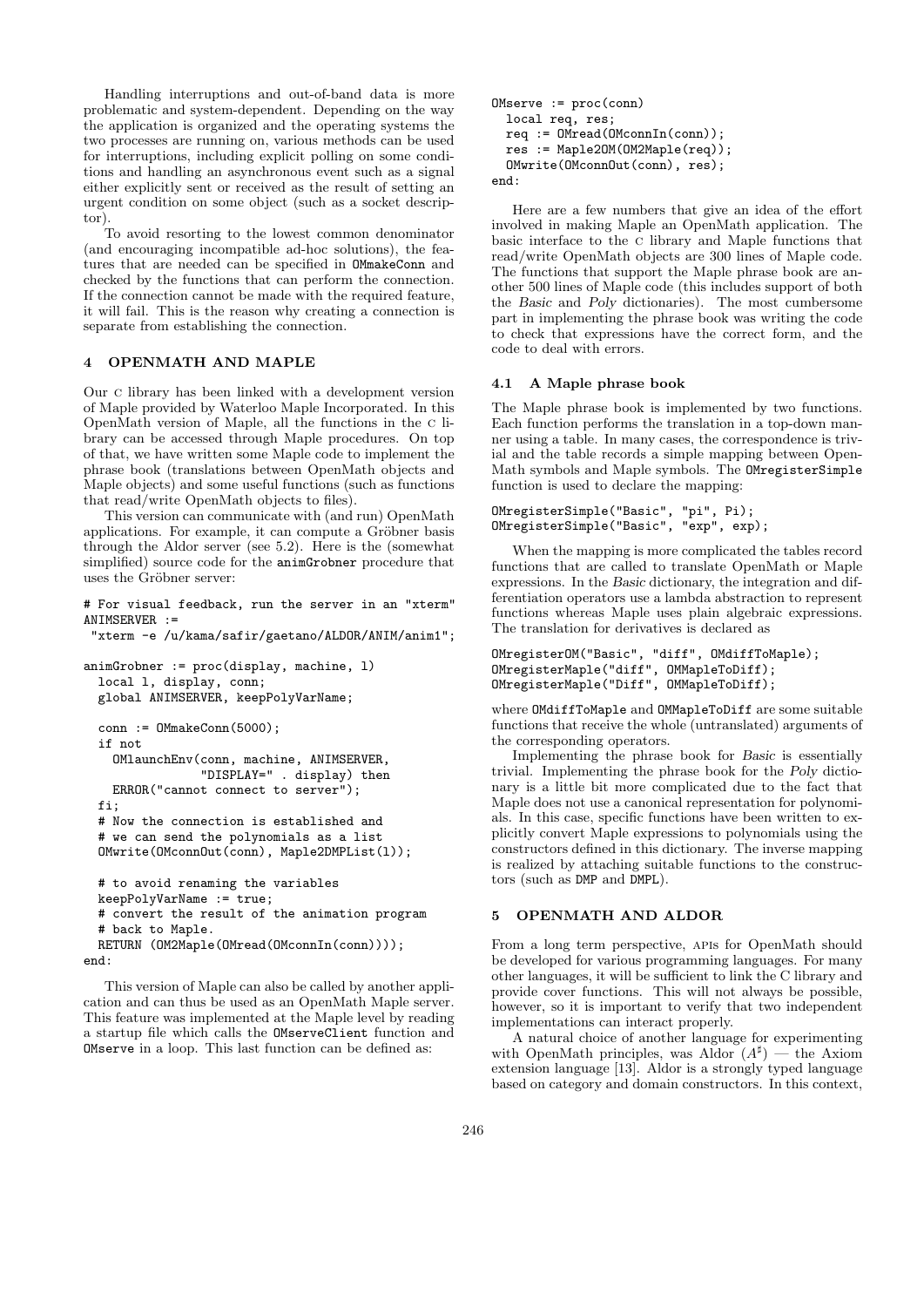Handling interruptions and out-of-band data is more problematic and system-dependent. Depending on the way the application is organized and the operating systems the two processes are running on, various methods can be used for interruptions, including explicit polling on some conditions and handling an asynchronous event such as a signal either explicitly sent or received as the result of setting an urgent condition on some object (such as a socket descriptor).

To avoid resorting to the lowest common denominator (and encouraging incompatible ad-hoc solutions), the features that are needed can be specified in `OMmakeConn` and checked by the functions that can perform the connection. If the connection cannot be made with the required feature, it will fail. This is the reason why creating a connection is separate from establishing the connection.

## 4 OPENMATH AND MAPLE

Our C library has been linked with a development version of Maple provided by Waterloo Maple Incorporated. In this OpenMath version of Maple, all the functions in the C library can be accessed through Maple procedures. On top of that, we have written some Maple code to implement the phrase book (translations between OpenMath objects and Maple objects) and some useful functions (such as functions that read/write OpenMath objects to files).

This version can communicate with (and run) OpenMath applications. For example, it can compute a Gröbner basis through the Aldor server (see 5.2). Here is the (somewhat simplified) source code for the `animGrobner` procedure that uses the Gröbner server:

```
# For visual feedback, run the server in an "xterm"
ANIMSERVER :=
 "xterm -e /u/kama/safir/gaetano/ALDOR/ANIM/anim1";

animGrobner := proc(display, machine, l)
  local l, display, conn;
  global ANIMSERVER, keepPolyVarName;

  conn := OMmakeConn(5000);
  if not
    OMlaunchEnv(conn, machine, ANIMSERVER,
                "DISPLAY=" . display) then
    ERROR("cannot connect to server");
  fi;
  # Now the connection is established and
  # we can send the polynomials as a list
  OMwrite(OMconnOut(conn), Maple2DMPList(l));

  # to avoid renaming the variables
  keepPolyVarName := true;
  # convert the result of the animation program
  # back to Maple.
  RETURN (OM2Maple(OMread(OMconnIn(conn))));
end:
```

This version of Maple can also be called by another application and can thus be used as an OpenMath Maple server. This feature was implemented at the Maple level by reading a startup file which calls the `OMserveClient` function and `OMserve` in a loop. This last function can be defined as:

```
OMserve := proc(conn)
  local req, res;
  req := OMread(OMconnIn(conn));
  res := Maple2OM(OM2Maple(req));
  OMwrite(OMconnOut(conn), res);
end:
```

Here are a few numbers that give an idea of the effort involved in making Maple an OpenMath application. The basic interface to the C library and Maple functions that read/write OpenMath objects are 300 lines of Maple code. The functions that support the Maple phrase book are another 500 lines of Maple code (this includes support of both the *Basic* and *Poly* dictionaries). The most cumbersome part in implementing the phrase book was writing the code to check that expressions have the correct form, and the code to deal with errors.

### 4.1 A Maple phrase book

The Maple phrase book is implemented by two functions. Each function performs the translation in a top-down manner using a table. In many cases, the correspondence is trivial and the table records a simple mapping between OpenMath symbols and Maple symbols. The `OMregisterSimple` function is used to declare the mapping:

```
OMregisterSimple("Basic", "pi", Pi);
OMregisterSimple("Basic", "exp", exp);
```

When the mapping is more complicated the tables record functions that are called to translate OpenMath or Maple expressions. In the *Basic* dictionary, the integration and differentiation operators use a lambda abstraction to represent functions whereas Maple uses plain algebraic expressions. The translation for derivatives is declared as

```
OMregisterOM("Basic", "diff", OMdiffToMaple);
OMregisterMaple("diff", OMMapleToDiff);
OMregisterMaple("Diff", OMMapleToDiff);
```

where `OMdiffToMaple` and `OMMapleToDiff` are some suitable functions that receive the whole (untranslated) arguments of the corresponding operators.

Implementing the phrase book for *Basic* is essentially trivial. Implementing the phrase book for the *Poly* dictionary is a little bit more complicated due to the fact that Maple does not use a canonical representation for polynomials. In this case, specific functions have been written to explicitly convert Maple expressions to polynomials using the constructors defined in this dictionary. The inverse mapping is realized by attaching suitable functions to the constructors (such as `DMP` and `DMPL`).

## 5 OPENMATH AND ALDOR

From a long term perspective, APIs for OpenMath should be developed for various programming languages. For many other languages, it will be sufficient to link the C library and provide cover functions. This will not always be possible, however, so it is important to verify that two independent implementations can interact properly.

A natural choice of another language for experimenting with OpenMath principles, was Aldor ($A^\sharp$) — the Axiom extension language [13]. Aldor is a strongly typed language based on category and domain constructors. In this context,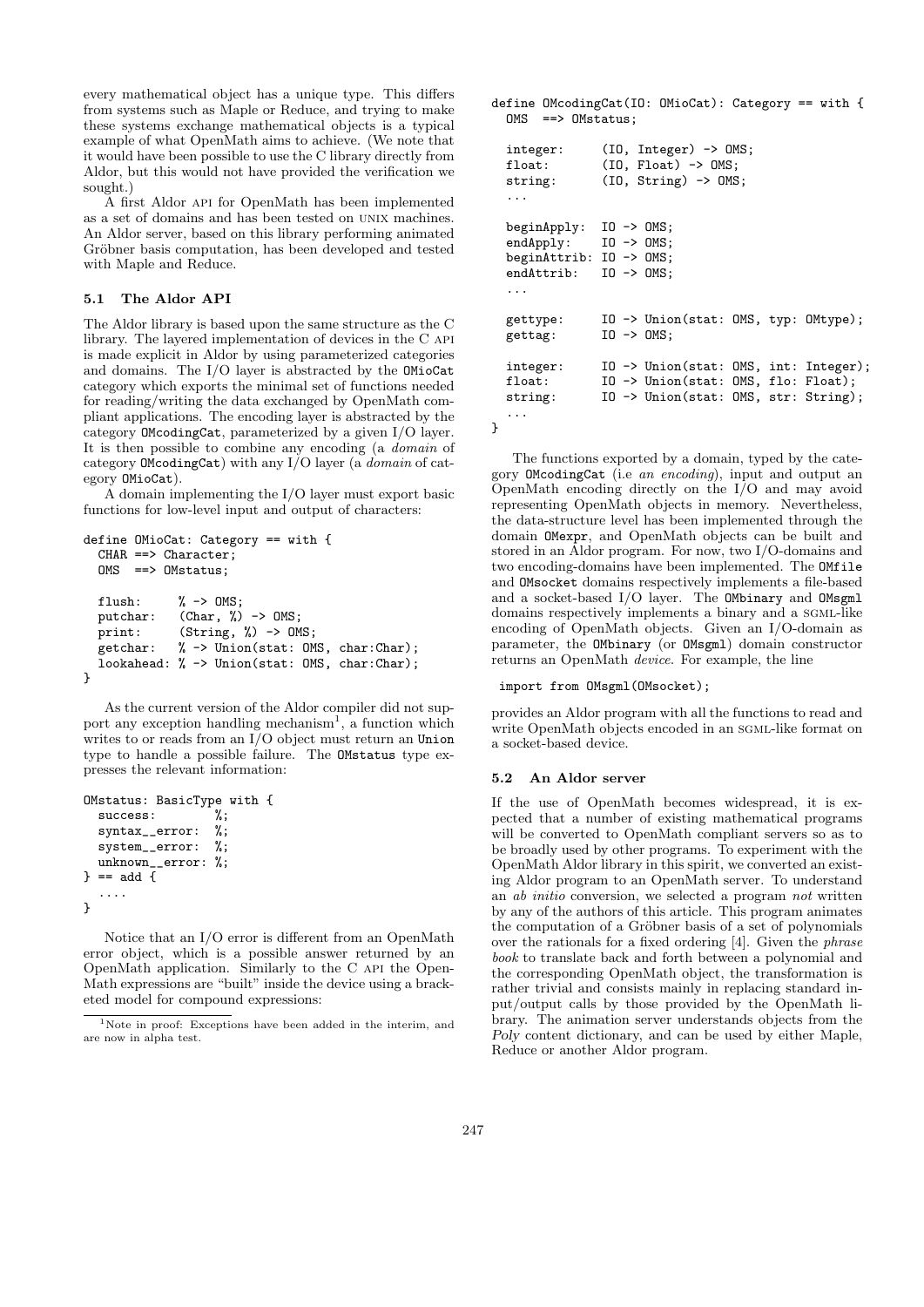every mathematical object has a unique type. This differs from systems such as Maple or Reduce, and trying to make these systems exchange mathematical objects is a typical example of what OpenMath aims to achieve. (We note that it would have been possible to use the C library directly from Aldor, but this would not have provided the verification we sought.)

A first Aldor API for OpenMath has been implemented as a set of domains and has been tested on UNIX machines. An Aldor server, based on this library performing animated Gröbner basis computation, has been developed and tested with Maple and Reduce.

### 5.1 The Aldor API

The Aldor library is based upon the same structure as the C library. The layered implementation of devices in the C API is made explicit in Aldor by using parameterized categories and domains. The I/O layer is abstracted by the `OMioCat` category which exports the minimal set of functions needed for reading/writing the data exchanged by OpenMath compliant applications. The encoding layer is abstracted by the category `OMcodingCat`, parameterized by a given I/O layer. It is then possible to combine any encoding (a *domain* of category `OMcodingCat`) with any I/O layer (a *domain* of category `OMioCat`).

A domain implementing the I/O layer must export basic functions for low-level input and output of characters:

```
define OMioCat: Category == with {
  CHAR ==> Character;
  OMS  ==> OMstatus;

  flush:     % -> OMS;
  putchar:   (Char, %) -> OMS;
  print:     (String, %) -> OMS;
  getchar:   % -> Union(stat: OMS, char:Char);
  lookahead: % -> Union(stat: OMS, char:Char);
}
```

As the current version of the Aldor compiler did not support any exception handling mechanism[1], a function which writes to or reads from an I/O object must return an `Union` type to handle a possible failure. The `OMstatus` type expresses the relevant information:

```
OMstatus: BasicType with {
  success:        %;
  syntax__error:  %;
  system__error:  %;
  unknown__error: %;
} == add {
  ....
}
```

Notice that an I/O error is different from an OpenMath error object, which is a possible answer returned by an OpenMath application. Similarly to the C API the OpenMath expressions are "built" inside the device using a bracketed model for compound expressions:

[1] Note in proof: Exceptions have been added in the interim, and are now in alpha test.

```
define OMcodingCat(IO: OMioCat): Category == with {
  OMS  ==> OMstatus;

  integer:     (IO, Integer) -> OMS;
  float:       (IO, Float) -> OMS;
  string:      (IO, String) -> OMS;
  ...

  beginApply:  IO -> OMS;
  endApply:    IO -> OMS;
  beginAttrib: IO -> OMS;
  endAttrib:   IO -> OMS;
  ...

  gettype:     IO -> Union(stat: OMS, typ: OMtype);
  gettag:      IO -> OMS;

  integer:     IO -> Union(stat: OMS, int: Integer);
  float:       IO -> Union(stat: OMS, flo: Float);
  string:      IO -> Union(stat: OMS, str: String);
  ...
}
```

The functions exported by a domain, typed by the category `OMcodingCat` (i.e *an encoding*), input and output an OpenMath encoding directly on the I/O and may avoid representing OpenMath objects in memory. Nevertheless, the data-structure level has been implemented through the domain `OMexpr`, and OpenMath objects can be built and stored in an Aldor program. For now, two I/O-domains and two encoding-domains have been implemented. The `OMfile` and `OMsocket` domains respectively implements a file-based and a socket-based I/O layer. The `OMbinary` and `OMsgml` domains respectively implements a binary and a SGML-like encoding of OpenMath objects. Given an I/O-domain as parameter, the `OMbinary` (or `OMsgml`) domain constructor returns an OpenMath *device*. For example, the line

```
import from OMsgml(OMsocket);
```

provides an Aldor program with all the functions to read and write OpenMath objects encoded in an SGML-like format on a socket-based device.

### 5.2 An Aldor server

If the use of OpenMath becomes widespread, it is expected that a number of existing mathematical programs will be converted to OpenMath compliant servers so as to be broadly used by other programs. To experiment with the OpenMath Aldor library in this spirit, we converted an existing Aldor program to an OpenMath server. To understand an *ab initio* conversion, we selected a program *not* written by any of the authors of this article. This program animates the computation of a Gröbner basis of a set of polynomials over the rationals for a fixed ordering [4]. Given the *phrase book* to translate back and forth between a polynomial and the corresponding OpenMath object, the transformation is rather trivial and consists mainly in replacing standard input/output calls by those provided by the OpenMath library. The animation server understands objects from the *Poly* content dictionary, and can be used by either Maple, Reduce or another Aldor program.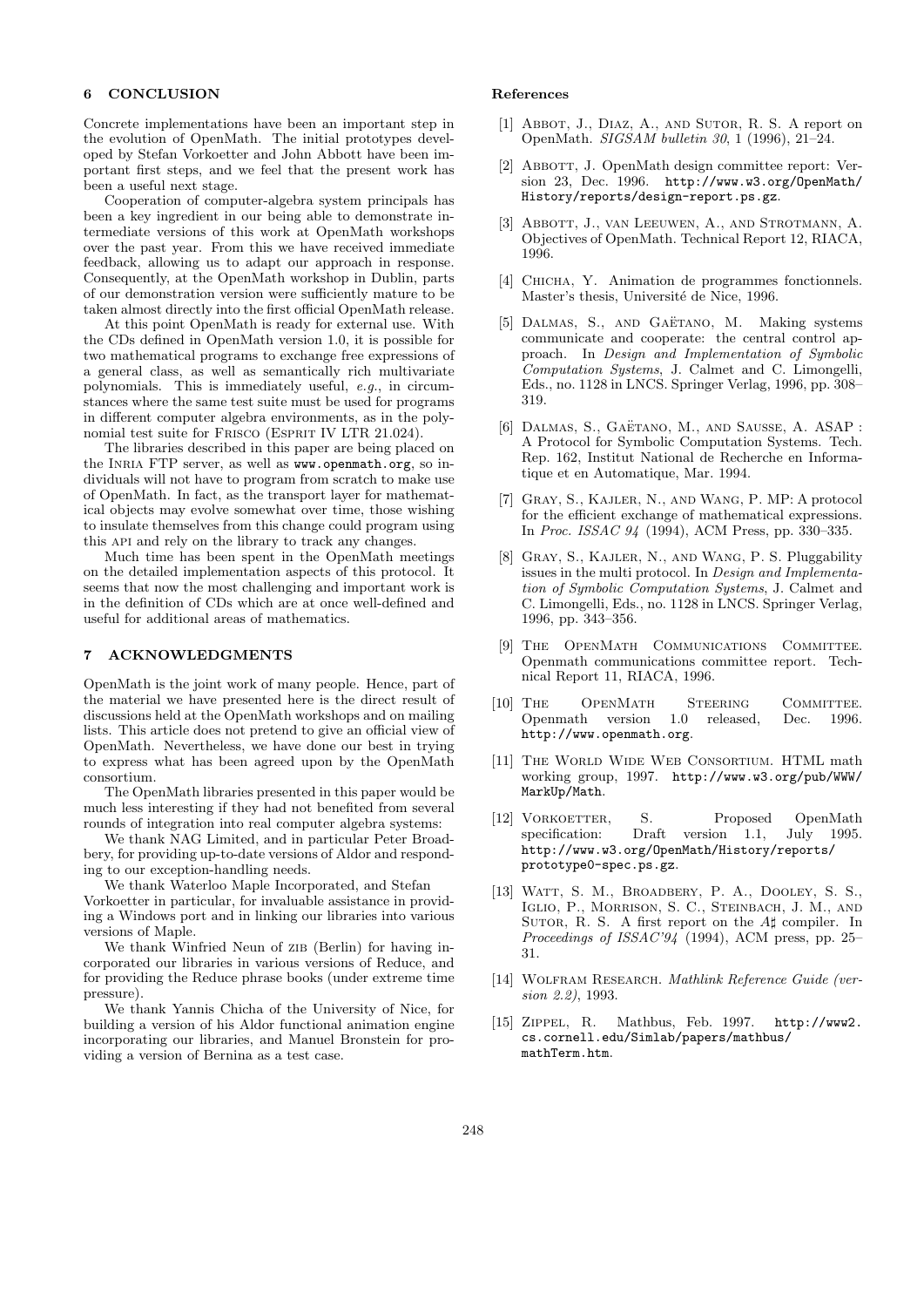## 6 CONCLUSION

Concrete implementations have been an important step in the evolution of OpenMath. The initial prototypes developed by Stefan Vorkoetter and John Abbott have been important first steps, and we feel that the present work has been a useful next stage.

Cooperation of computer-algebra system principals has been a key ingredient in our being able to demonstrate intermediate versions of this work at OpenMath workshops over the past year. From this we have received immediate feedback, allowing us to adapt our approach in response. Consequently, at the OpenMath workshop in Dublin, parts of our demonstration version were sufficiently mature to be taken almost directly into the first official OpenMath release.

At this point OpenMath is ready for external use. With the CDs defined in OpenMath version 1.0, it is possible for two mathematical programs to exchange free expressions of a general class, as well as semantically rich multivariate polynomials. This is immediately useful, *e.g.*, in circumstances where the same test suite must be used for programs in different computer algebra environments, as in the polynomial test suite for Frisco (Esprit IV LTR 21.024).

The libraries described in this paper are being placed on the Inria FTP server, as well as www.openmath.org, so individuals will not have to program from scratch to make use of OpenMath. In fact, as the transport layer for mathematical objects may evolve somewhat over time, those wishing to insulate themselves from this change could program using this api and rely on the library to track any changes.

Much time has been spent in the OpenMath meetings on the detailed implementation aspects of this protocol. It seems that now the most challenging and important work is in the definition of CDs which are at once well-defined and useful for additional areas of mathematics.

## 7 ACKNOWLEDGMENTS

OpenMath is the joint work of many people. Hence, part of the material we have presented here is the direct result of discussions held at the OpenMath workshops and on mailing lists. This article does not pretend to give an official view of OpenMath. Nevertheless, we have done our best in trying to express what has been agreed upon by the OpenMath consortium.

The OpenMath libraries presented in this paper would be much less interesting if they had not benefited from several rounds of integration into real computer algebra systems:

We thank NAG Limited, and in particular Peter Broadbery, for providing up-to-date versions of Aldor and responding to our exception-handling needs.

We thank Waterloo Maple Incorporated, and Stefan Vorkoetter in particular, for invaluable assistance in providing a Windows port and in linking our libraries into various versions of Maple.

We thank Winfried Neun of zib (Berlin) for having incorporated our libraries in various versions of Reduce, and for providing the Reduce phrase books (under extreme time pressure).

We thank Yannis Chicha of the University of Nice, for building a version of his Aldor functional animation engine incorporating our libraries, and Manuel Bronstein for providing a version of Bernina as a test case.

## References

[1] Abbot, J., Diaz, A., and Sutor, R. S. A report on OpenMath. *SIGSAM bulletin 30*, 1 (1996), 21–24.

[2] Abbott, J. OpenMath design committee report: Version 23, Dec. 1996. http://www.w3.org/OpenMath/History/reports/design-report.ps.gz.

[3] Abbott, J., van Leeuwen, A., and Strotmann, A. Objectives of OpenMath. Technical Report 12, RIACA, 1996.

[4] Chicha, Y. Animation de programmes fonctionnels. Master's thesis, Université de Nice, 1996.

[5] Dalmas, S., and Gaëtano, M. Making systems communicate and cooperate: the central control approach. In *Design and Implementation of Symbolic Computation Systems*, J. Calmet and C. Limongelli, Eds., no. 1128 in LNCS. Springer Verlag, 1996, pp. 308–319.

[6] Dalmas, S., Gaëtano, M., and Sausse, A. ASAP : A Protocol for Symbolic Computation Systems. Tech. Rep. 162, Institut National de Recherche en Informatique et en Automatique, Mar. 1994.

[7] Gray, S., Kajler, N., and Wang, P. MP: A protocol for the efficient exchange of mathematical expressions. In *Proc. ISSAC 94* (1994), ACM Press, pp. 330–335.

[8] Gray, S., Kajler, N., and Wang, P. S. Pluggability issues in the multi protocol. In *Design and Implementation of Symbolic Computation Systems*, J. Calmet and C. Limongelli, Eds., no. 1128 in LNCS. Springer Verlag, 1996, pp. 343–356.

[9] The OpenMath Communications Committee. Openmath communications committee report. Technical Report 11, RIACA, 1996.

[10] The OpenMath Steering Committee. Openmath version 1.0 released, Dec. 1996. http://www.openmath.org.

[11] The World Wide Web Consortium. HTML math working group, 1997. http://www.w3.org/pub/WWW/MarkUp/Math.

[12] Vorkoetter, S. Proposed OpenMath specification: Draft version 1.1, July 1995. http://www.w3.org/OpenMath/History/reports/prototype0-spec.ps.gz.

[13] Watt, S. M., Broadbery, P. A., Dooley, S. S., Iglio, P., Morrison, S. C., Steinbach, J. M., and Sutor, R. S. A first report on the $A\sharp$ compiler. In *Proceedings of ISSAC'94* (1994), ACM press, pp. 25–31.

[14] Wolfram Research. *Mathlink Reference Guide (version 2.2)*, 1993.

[15] Zippel, R. Mathbus, Feb. 1997. http://www2.cs.cornell.edu/Simlab/papers/mathbus/mathTerm.htm.